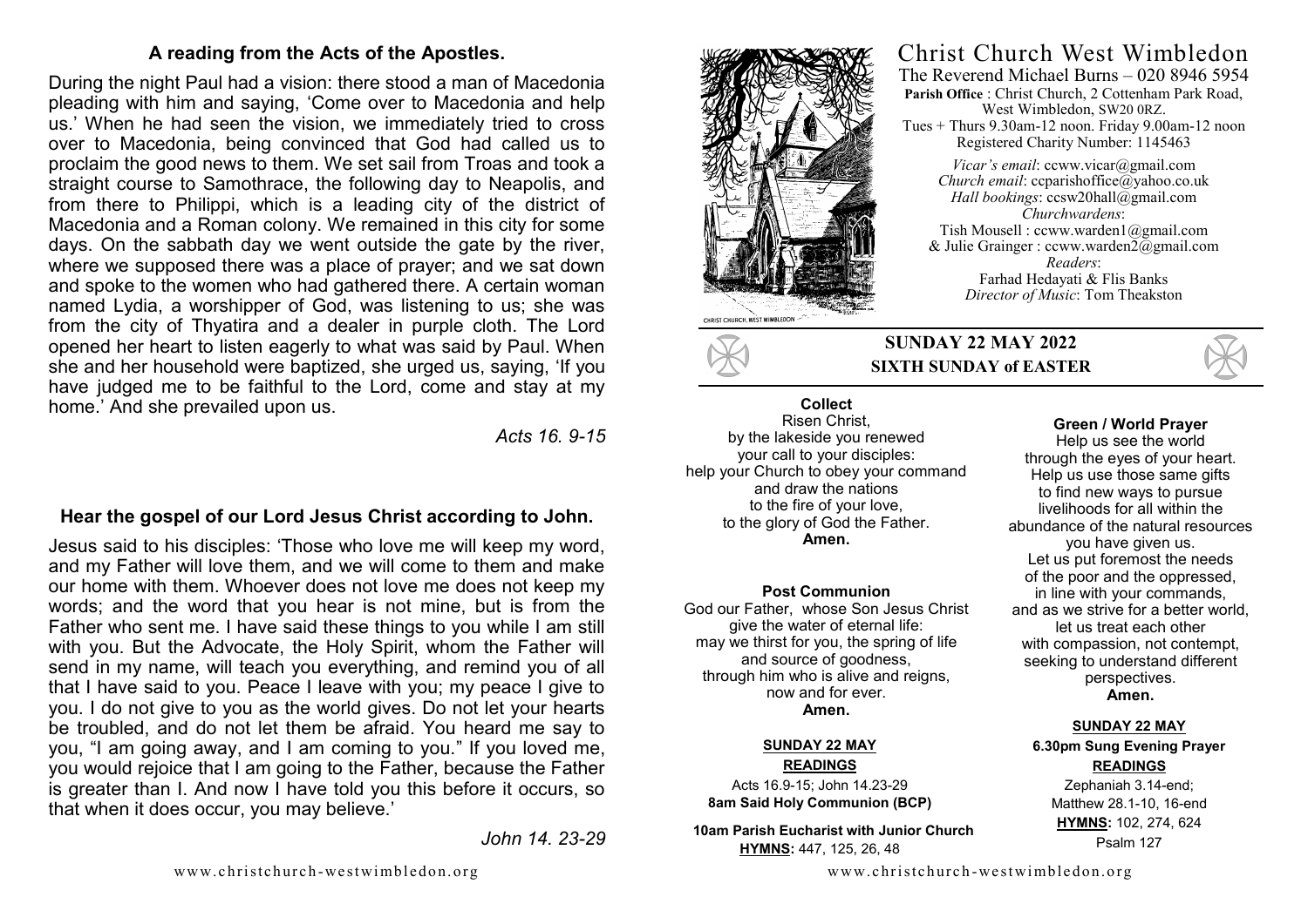### A reading from the Acts of the Apostles.

During the night Paul had a vision: there stood a man of Macedonia pleading with him and saying, 'Come over to Macedonia and help us.' When he had seen the vision, we immediately tried to cross over to Macedonia, being convinced that God had called us to proclaim the good news to them. We set sail from Troas and took a straight course to Samothrace, the following day to Neapolis, and from there to Philippi, which is a leading city of the district of Macedonia and a Roman colony. We remained in this city for some days. On the sabbath day we went outside the gate by the river, where we supposed there was a place of prayer; and we sat down and spoke to the women who had gathered there. A certain woman named Lydia, a worshipper of God, was listening to us; she was from the city of Thyatira and a dealer in purple cloth. The Lord opened her heart to listen eagerly to what was said by Paul. When she and her household were baptized, she urged us, saying, 'If you have judged me to be faithful to the Lord, come and stay at my home.' And she prevailed upon us.

*Acts 16. 9-15*

### Hear the gospel of our Lord Jesus Christ according to John.

Jesus said to his disciples: 'Those who love me will keep my word, and my Father will love them, and we will come to them and make our home with them. Whoever does not love me does not keep my words; and the word that you hear is not mine, but is from the Father who sent me. I have said these things to you while I am still with you. But the Advocate, the Holy Spirit, whom the Father will send in my name, will teach you everything, and remind you of all that I have said to you. Peace I leave with you; my peace I give to you. I do not give to you as the world gives. Do not let your hearts be troubled, and do not let them be afraid. You heard me say to you, "I am going away, and I am coming to you." If you loved me, you would rejoice that I am going to the Father, because the Father is greater than I. And now I have told you this before it occurs, so that when it does occur, you may believe.'

*John 14. 23-29*

# Christ Church West Wimbledon

The Reverend Michael Burns – 020 8946 5954
**Parish Office** : Christ Church, 2 Cottenham Park Road, West Wimbledon, SW20 0RZ.
Tues + Thurs 9.30am-12 noon. Friday 9.00am-12 noon
Registered Charity Number: 1145463

*Vicar's email*: ccww.vicar@gmail.com
*Church email*: ccparishoffice@yahoo.co.uk
*Hall bookings*: ccsw20hall@gmail.com
*Churchwardens*:
Tish Mousell : ccww.warden1@gmail.com
& Julie Grainger : ccww.warden2@gmail.com
*Readers*:
Farhad Hedayati & Flis Banks
*Director of Music*: Tom Theakston

## SUNDAY 22 MAY 2022
## SIXTH SUNDAY of EASTER

**Collect**

Risen Christ,
by the lakeside you renewed
your call to your disciples:
help your Church to obey your command
and draw the nations
to the fire of your love,
to the glory of God the Father.
**Amen.**

**Post Communion**

God our Father, whose Son Jesus Christ
give the water of eternal life:
may we thirst for you, the spring of life
and source of goodness,
through him who is alive and reigns,
now and for ever.
**Amen.**

**SUNDAY 22 MAY**

**READINGS**

Acts 16.9-15; John 14.23-29
**8am Said Holy Communion (BCP)**

**10am Parish Eucharist with Junior Church**
**HYMNS:** 447, 125, 26, 48

**Green / World Prayer**

Help us see the world
through the eyes of your heart.
Help us use those same gifts
to find new ways to pursue
livelihoods for all within the
abundance of the natural resources
you have given us.
Let us put foremost the needs
of the poor and the oppressed,
in line with your commands,
and as we strive for a better world,
let us treat each other
with compassion, not contempt,
seeking to understand different
perspectives.
**Amen.**

**SUNDAY 22 MAY**

**6.30pm Sung Evening Prayer**

**READINGS**

Zephaniah 3.14-end;
Matthew 28.1-10, 16-end
**HYMNS:** 102, 274, 624
Psalm 127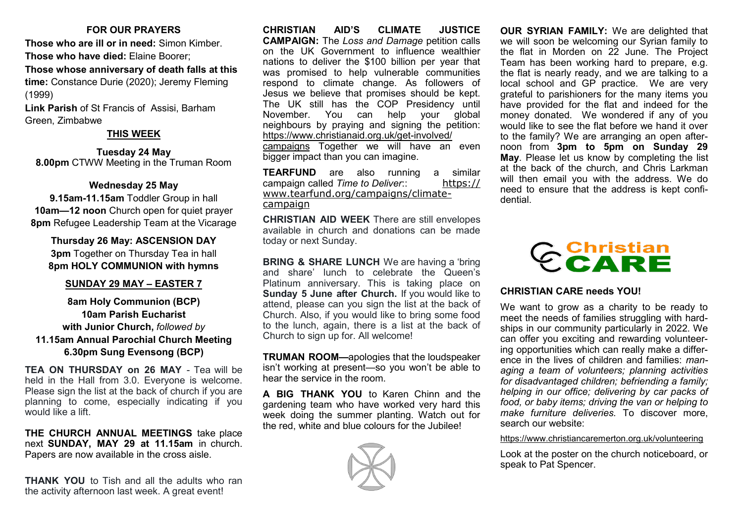## FOR OUR PRAYERS

**Those who are ill or in need:** Simon Kimber.

**Those who have died:** Elaine Boorer;

**Those whose anniversary of death falls at this time:** Constance Durie (2020); Jeremy Fleming (1999)

**Link Parish** of St Francis of Assisi, Barham Green, Zimbabwe

## THIS WEEK

**Tuesday 24 May**
**8.00pm** CTWW Meeting in the Truman Room

**Wednesday 25 May**
**9.15am-11.15am** Toddler Group in hall
**10am—12 noon** Church open for quiet prayer
**8pm** Refugee Leadership Team at the Vicarage

**Thursday 26 May: ASCENSION DAY**
**3pm** Together on Thursday Tea in hall
**8pm HOLY COMMUNION with hymns**

## SUNDAY 29 MAY – EASTER 7

**8am Holy Communion (BCP)**
**10am Parish Eucharist**
**with Junior Church,** *followed by*
**11.15am Annual Parochial Church Meeting**
**6.30pm Sung Evensong (BCP)**

**TEA ON THURSDAY on 26 MAY** - Tea will be held in the Hall from 3.0. Everyone is welcome. Please sign the list at the back of church if you are planning to come, especially indicating if you would like a lift.

**THE CHURCH ANNUAL MEETINGS** take place next **SUNDAY, MAY 29 at 11.15am** in church. Papers are now available in the cross aisle.

**THANK YOU** to Tish and all the adults who ran the activity afternoon last week. A great event!

**CHRISTIAN AID'S CLIMATE JUSTICE CAMPAIGN:** The *Loss and Damage* petition calls on the UK Government to influence wealthier nations to deliver the $100 billion per year that was promised to help vulnerable communities respond to climate change. As followers of Jesus we believe that promises should be kept. The UK still has the COP Presidency until November. You can help your global neighbours by praying and signing the petition: https://www.christianaid.org.uk/get-involved/campaigns Together we will have an even bigger impact than you can imagine.

**TEARFUND** are also running a similar campaign called *Time to Deliver*:: https://www.tearfund.org/campaigns/climate-campaign

**CHRISTIAN AID WEEK** There are still envelopes available in church and donations can be made today or next Sunday.

**BRING & SHARE LUNCH** We are having a 'bring and share' lunch to celebrate the Queen's Platinum anniversary. This is taking place on **Sunday 5 June after Church.** If you would like to attend, please can you sign the list at the back of Church. Also, if you would like to bring some food to the lunch, again, there is a list at the back of Church to sign up for. All welcome!

**TRUMAN ROOM—**apologies that the loudspeaker isn't working at present—so you won't be able to hear the service in the room.

**A BIG THANK YOU** to Karen Chinn and the gardening team who have worked very hard this week doing the summer planting. Watch out for the red, white and blue colours for the Jubilee!

**OUR SYRIAN FAMILY:** We are delighted that we will soon be welcoming our Syrian family to the flat in Morden on 22 June. The Project Team has been working hard to prepare, e.g. the flat is nearly ready, and we are talking to a local school and GP practice. We are very grateful to parishioners for the many items you have provided for the flat and indeed for the money donated. We wondered if any of you would like to see the flat before we hand it over to the family? We are arranging an open afternoon from **3pm to 5pm on Sunday 29 May**. Please let us know by completing the list at the back of the church, and Chris Larkman will then email you with the address. We do need to ensure that the address is kept confidential.

Christian CARE

### CHRISTIAN CARE needs YOU!

We want to grow as a charity to be ready to meet the needs of families struggling with hardships in our community particularly in 2022. We can offer you exciting and rewarding volunteering opportunities which can really make a difference in the lives of children and families: *managing a team of volunteers; planning activities for disadvantaged children; befriending a family; helping in our office; delivering by car packs of food, or baby items; driving the van or helping to make furniture deliveries.* To discover more, search our website:

https://www.christiancaremerton.org.uk/volunteering

Look at the poster on the church noticeboard, or speak to Pat Spencer.